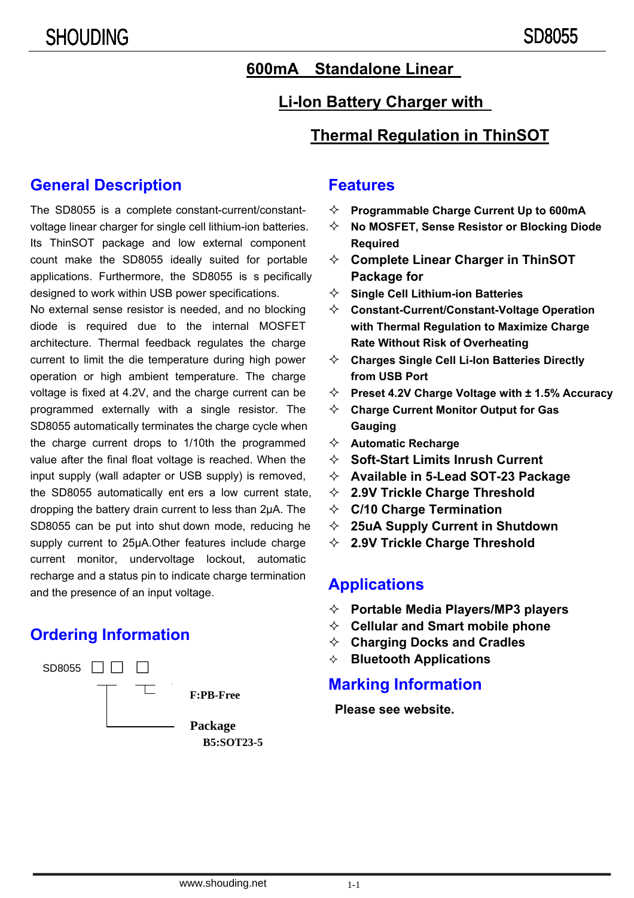# 600mA Standalone Linear Li-Ion Battery Charger with Thermal Regulation in ThinSOT

## General Description

The SD8055 is a complete constant-current/constant-voltage linear charger for single cell lithium-ion batteries. Its ThinSOT package and low external component count make the SD8055 ideally suited for portable applications. Furthermore, the SD8055 is s pecifically designed to work within USB power specifications.

No external sense resistor is needed, and no blocking diode is required due to the internal MOSFET architecture. Thermal feedback regulates the charge current to limit the die temperature during high power operation or high ambient temperature. The charge voltage is fixed at 4.2V, and the charge current can be programmed externally with a single resistor. The SD8055 automatically terminates the charge cycle when the charge current drops to 1/10th the programmed value after the final float voltage is reached. When the input supply (wall adapter or USB supply) is removed, the SD8055 automatically ent ers a low current state, dropping the battery drain current to less than 2µA. The SD8055 can be put into shut down mode, reducing he supply current to 25µA.Other features include charge current monitor, undervoltage lockout, automatic recharge and a status pin to indicate charge termination and the presence of an input voltage.

## Ordering Information

SD8055 □□ □

- F:PB-Free
- Package
  - B5:SOT23-5

## Features

- **Programmable Charge Current Up to 600mA**
- **No MOSFET, Sense Resistor or Blocking Diode Required**
- **Complete Linear Charger in ThinSOT Package for**
- **Single Cell Lithium-ion Batteries**
- **Constant-Current/Constant-Voltage Operation with Thermal Regulation to Maximize Charge Rate Without Risk of Overheating**
- **Charges Single Cell Li-Ion Batteries Directly from USB Port**
- **Preset 4.2V Charge Voltage with ± 1.5% Accuracy**
- **Charge Current Monitor Output for Gas Gauging**
- **Automatic Recharge**
- **Soft-Start Limits Inrush Current**
- **Available in 5-Lead SOT-23 Package**
- **2.9V Trickle Charge Threshold**
- **C/10 Charge Termination**
- **25uA Supply Current in Shutdown**
- **2.9V Trickle Charge Threshold**

## Applications

- **Portable Media Players/MP3 players**
- **Cellular and Smart mobile phone**
- **Charging Docks and Cradles**
- **Bluetooth Applications**

## Marking Information

**Please see website.**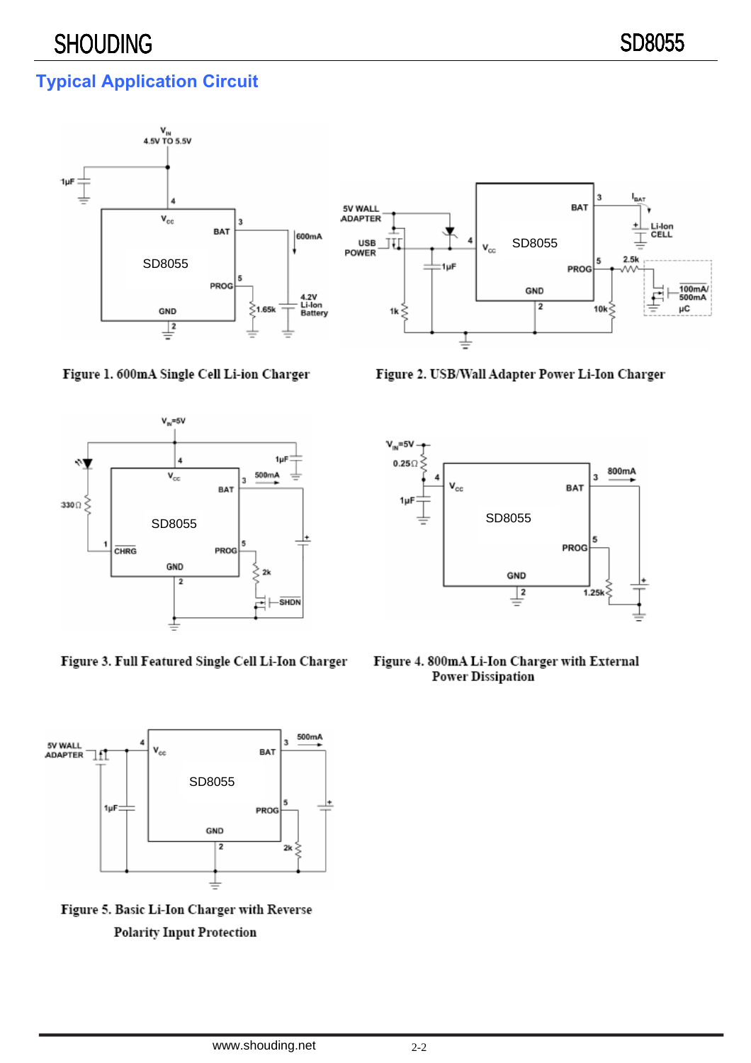## Typical Application Circuit

$V_{IN}$
4.5V TO 5.5V
1μF
4
$V_{CC}$
BAT
3
SD8055
600mA
PROG
5
1.65k
4.2V
Li-Ion
Battery
GND
2

Figure 1. 600mA Single Cell Li-ion Charger

5V WALL
ADAPTER
USB
POWER
1μF
1k
4
$V_{CC}$
SD8055
BAT
3
$I_{BAT}$
Li-Ion
CELL
PROG
5
2.5k
100mA/
500mA
μC
GND
2
10k

Figure 2. USB/Wall Adapter Power Li-Ion Charger

$V_{IN}$=5V
330Ω
4
$V_{CC}$
1μF
3
500mA
BAT
SD8055
1
CHRG
PROG
5
2k
GND
2
SHDN

Figure 3. Full Featured Single Cell Li-Ion Charger

$V_{IN}$=5V
0.25Ω
4
$V_{CC}$
1μF
BAT
3
800mA
SD8055
PROG
5
GND
2
1.25k

Figure 4. 800mA Li-Ion Charger with External Power Dissipation

5V WALL
ADAPTER
4
$V_{CC}$
BAT
3
500mA
SD8055
1μF
PROG
5
GND
2
2k

Figure 5. Basic Li-Ion Charger with Reverse Polarity Input Protection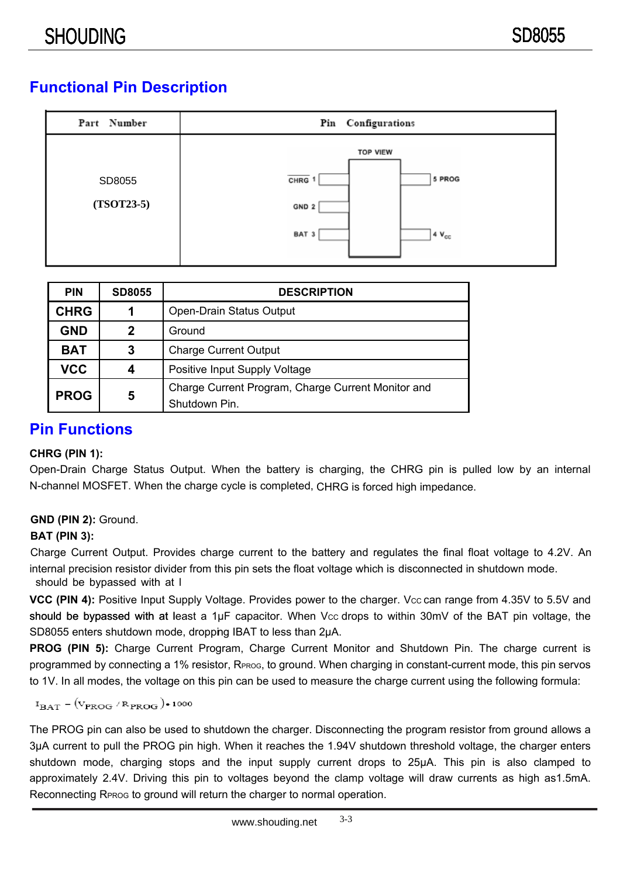## Functional Pin Description

| Part Number | Pin Configurations |
|---|---|
| SD8055 (TSOT23-5) | TOP VIEW: CHRG 1, GND 2, BAT 3, 4 $V_{CC}$, 5 PROG |

| PIN | SD8055 | DESCRIPTION |
|---|---|---|
| CHRG | 1 | Open-Drain Status Output |
| GND | 2 | Ground |
| BAT | 3 | Charge Current Output |
| VCC | 4 | Positive Input Supply Voltage |
| PROG | 5 | Charge Current Program, Charge Current Monitor and Shutdown Pin. |

## Pin Functions

**CHRG (PIN 1):**

Open-Drain Charge Status Output. When the battery is charging, the CHRG pin is pulled low by an internal N-channel MOSFET. When the charge cycle is completed, CHRG is forced high impedance.

**GND (PIN 2):** Ground.

**BAT (PIN 3):**

Charge Current Output. Provides charge current to the battery and regulates the final float voltage to 4.2V. An internal precision resistor divider from this pin sets the float voltage which is disconnected in shutdown mode.

should be bypassed with at l

**VCC (PIN 4):** Positive Input Supply Voltage. Provides power to the charger. $V_{CC}$ can range from 4.35V to 5.5V and should be bypassed with at least a 1µF capacitor. When $V_{CC}$ drops to within 30mV of the BAT pin voltage, the SD8055 enters shutdown mode, dropping IBAT to less than 2µA.

**PROG (PIN 5):** Charge Current Program, Charge Current Monitor and Shutdown Pin. The charge current is programmed by connecting a 1% resistor, $R_{PROG}$, to ground. When charging in constant-current mode, this pin servos to 1V. In all modes, the voltage on this pin can be used to measure the charge current using the following formula:

$$I_{BAT} = (V_{PROG} / R_{PROG}) \cdot 1000$$

The PROG pin can also be used to shutdown the charger. Disconnecting the program resistor from ground allows a 3µA current to pull the PROG pin high. When it reaches the 1.94V shutdown threshold voltage, the charger enters shutdown mode, charging stops and the input supply current drops to 25µA. This pin is also clamped to approximately 2.4V. Driving this pin to voltages beyond the clamp voltage will draw currents as high as1.5mA. Reconnecting $R_{PROG}$ to ground will return the charger to normal operation.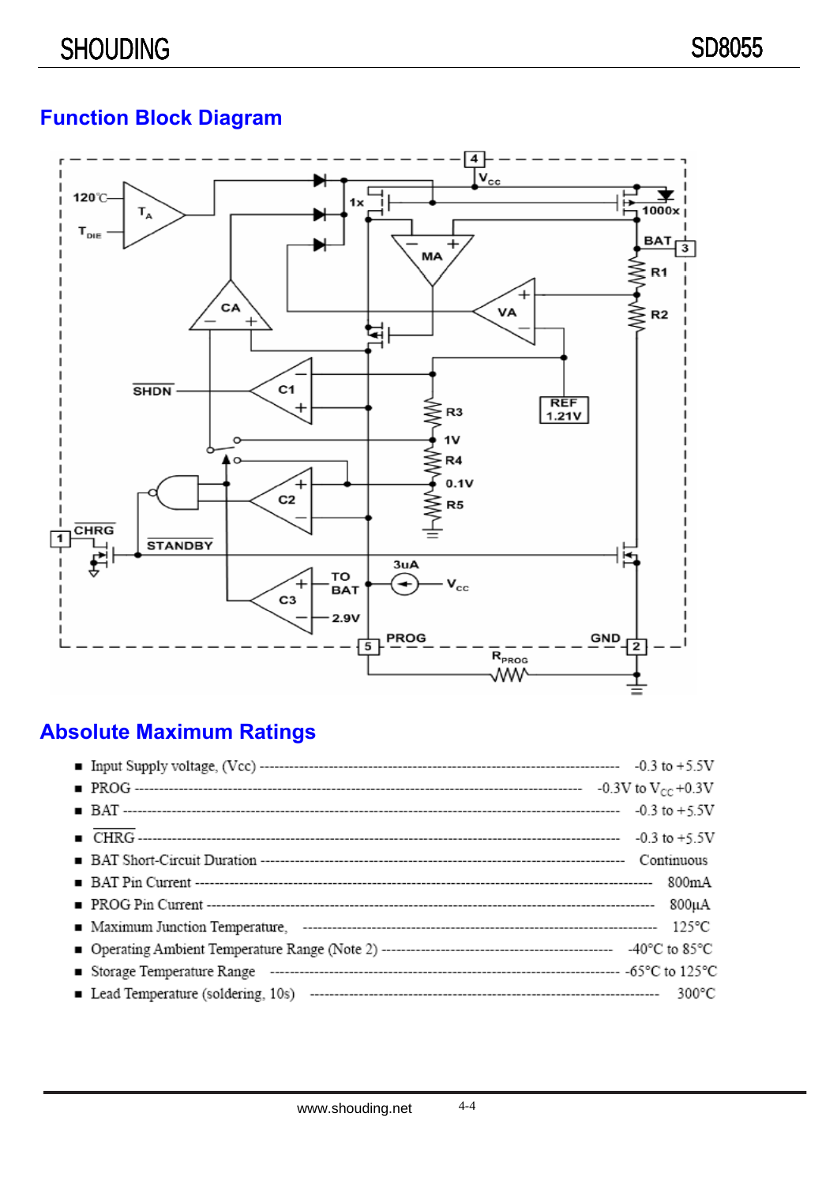## Function Block Diagram

120℃
$T_A$
$T_{DIE}$
4
$V_{CC}$
1x
1000x
BAT
3
MA
R1
VA
R2
CA
SHDN
C1
R3
REF 1.21V
1V
R4
0.1V
C2
R5
1
CHRG
STANDBY
3uA
TO BAT
$V_{CC}$
C3
2.9V
5
PROG
GND
2
$R_{PROG}$

## Absolute Maximum Ratings

- Input Supply voltage, (Vcc) ---------- -0.3 to +5.5V
- PROG ---------- -0.3V to $V_{CC}$+0.3V
- BAT ---------- -0.3 to +5.5V
- CHRG ---------- -0.3 to +5.5V
- BAT Short-Circuit Duration ---------- Continuous
- BAT Pin Current ---------- 800mA
- PROG Pin Current ---------- 800μA
- Maximum Junction Temperature, ---------- 125℃
- Operating Ambient Temperature Range (Note 2) ---------- -40℃ to 85℃
- Storage Temperature Range ---------- -65℃ to 125℃
- Lead Temperature (soldering, 10s) ---------- 300℃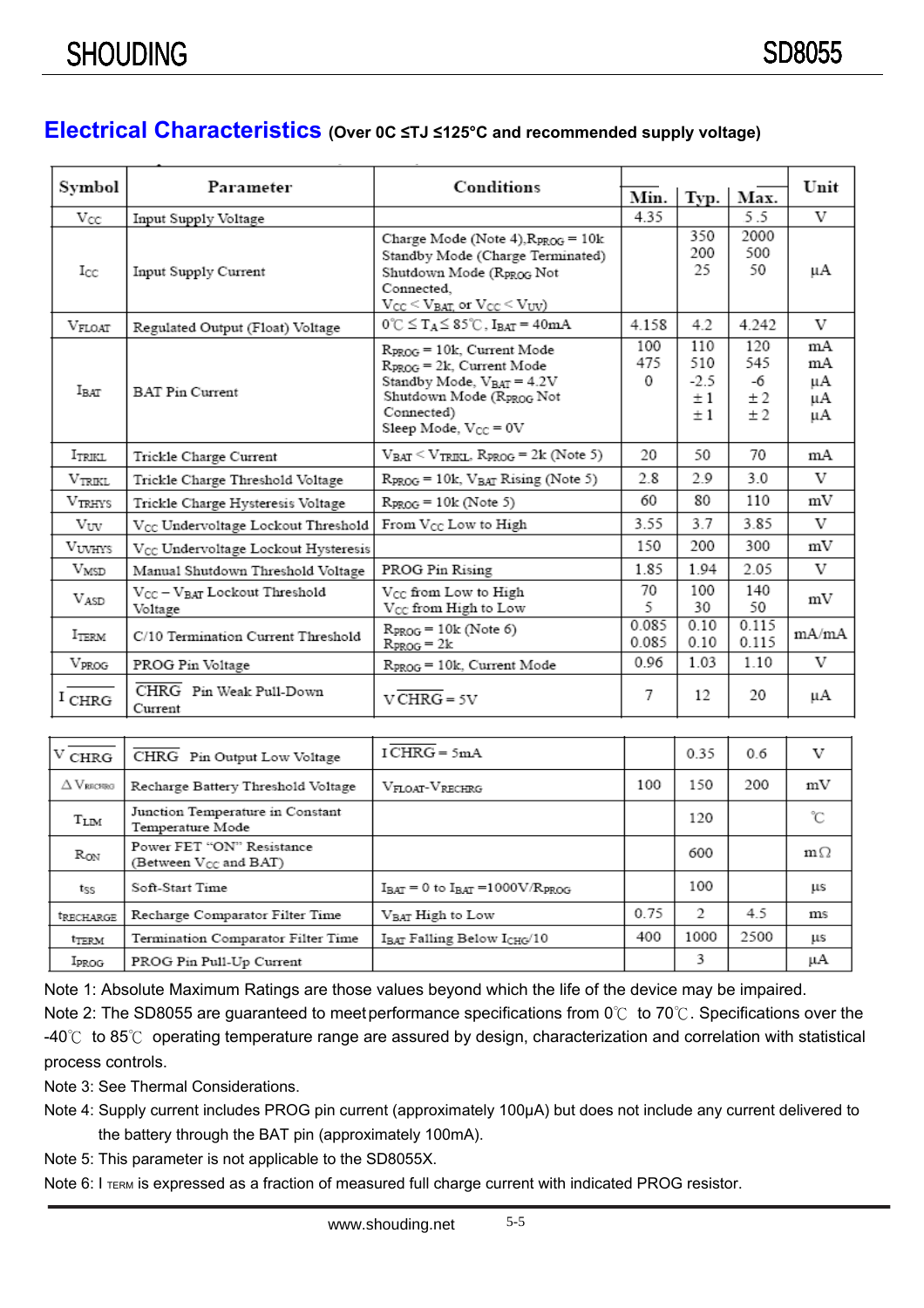## Electrical Characteristics (Over 0C ≤TJ ≤125°C and recommended supply voltage)

| Symbol | Parameter | Conditions | Min. | Typ. | Max. | Unit |
|---|---|---|---|---|---|---|
| $V_{CC}$ | Input Supply Voltage | | 4.35 | | 5.5 | V |
| $I_{CC}$ | Input Supply Current | Charge Mode (Note 4), $R_{PROG}$ = 10k<br>Standby Mode (Charge Terminated)<br>Shutdown Mode ($R_{PROG}$ Not Connected, $V_{CC} < V_{BAT}$ or $V_{CC} < V_{UV}$) | | 350<br>200<br>25 | 2000<br>500<br>50 | µA |
| $V_{FLOAT}$ | Regulated Output (Float) Voltage | 0℃ ≤ $T_A$ ≤ 85℃, $I_{BAT}$ = 40mA | 4.158 | 4.2 | 4.242 | V |
| $I_{BAT}$ | BAT Pin Current | $R_{PROG}$ = 10k, Current Mode<br>$R_{PROG}$ = 2k, Current Mode<br>Standby Mode, $V_{BAT}$ = 4.2V<br>Shutdown Mode ($R_{PROG}$ Not Connected)<br>Sleep Mode, $V_{CC}$ = 0V | 100<br>475<br>0 | 110<br>510<br>-2.5<br>±1<br>±1 | 120<br>545<br>-6<br>±2<br>±2 | mA<br>mA<br>µA<br>µA<br>µA |
| $I_{TRIKL}$ | Trickle Charge Current | $V_{BAT} < V_{TRIKL}$, $R_{PROG}$ = 2k (Note 5) | 20 | 50 | 70 | mA |
| $V_{TRIKL}$ | Trickle Charge Threshold Voltage | $R_{PROG}$ = 10k, $V_{BAT}$ Rising (Note 5) | 2.8 | 2.9 | 3.0 | V |
| $V_{TRHYS}$ | Trickle Charge Hysteresis Voltage | $R_{PROG}$ = 10k (Note 5) | 60 | 80 | 110 | mV |
| $V_{UV}$ | $V_{CC}$ Undervoltage Lockout Threshold | From $V_{CC}$ Low to High | 3.55 | 3.7 | 3.85 | V |
| $V_{UVHYS}$ | $V_{CC}$ Undervoltage Lockout Hysteresis | | 150 | 200 | 300 | mV |
| $V_{MSD}$ | Manual Shutdown Threshold Voltage | PROG Pin Rising | 1.85 | 1.94 | 2.05 | V |
| $V_{ASD}$ | $V_{CC} - V_{BAT}$ Lockout Threshold Voltage | $V_{CC}$ from Low to High<br>$V_{CC}$ from High to Low | 70<br>5 | 100<br>30 | 140<br>50 | mV |
| $I_{TERM}$ | C/10 Termination Current Threshold | $R_{PROG}$ = 10k (Note 6)<br>$R_{PROG}$ = 2k | 0.085<br>0.085 | 0.10<br>0.10 | 0.115<br>0.115 | mA/mA |
| $V_{PROG}$ | PROG Pin Voltage | $R_{PROG}$ = 10k, Current Mode | 0.96 | 1.03 | 1.10 | V |
| $I_{\overline{CHRG}}$ | $\overline{CHRG}$ Pin Weak Pull-Down Current | $V_{\overline{CHRG}}$ = 5V | 7 | 12 | 20 | µA |
| $V_{\overline{CHRG}}$ | $\overline{CHRG}$ Pin Output Low Voltage | $I_{\overline{CHRG}}$ = 5mA | | 0.35 | 0.6 | V |
| $\Delta V_{RECHRG}$ | Recharge Battery Threshold Voltage | $V_{FLOAT}$-$V_{RECHRG}$ | 100 | 150 | 200 | mV |
| $T_{LIM}$ | Junction Temperature in Constant Temperature Mode | | | 120 | | ℃ |
| $R_{ON}$ | Power FET "ON" Resistance (Between $V_{CC}$ and BAT) | | | 600 | | mΩ |
| $t_{SS}$ | Soft-Start Time | $I_{BAT}$ = 0 to $I_{BAT}$ =1000V/$R_{PROG}$ | | 100 | | µs |
| $t_{RECHARGE}$ | Recharge Comparator Filter Time | $V_{BAT}$ High to Low | 0.75 | 2 | 4.5 | ms |
| $t_{TERM}$ | Termination Comparator Filter Time | $I_{BAT}$ Falling Below $I_{CHG}$/10 | 400 | 1000 | 2500 | µs |
| $I_{PROG}$ | PROG Pin Pull-Up Current | | | 3 | | µA |

Note 1: Absolute Maximum Ratings are those values beyond which the life of the device may be impaired.

Note 2: The SD8055 are guaranteed to meet performance specifications from 0℃ to 70℃. Specifications over the -40℃ to 85℃ operating temperature range are assured by design, characterization and correlation with statistical process controls.

Note 3: See Thermal Considerations.

Note 4: Supply current includes PROG pin current (approximately 100µA) but does not include any current delivered to the battery through the BAT pin (approximately 100mA).

Note 5: This parameter is not applicable to the SD8055X.

Note 6: $I_{TERM}$ is expressed as a fraction of measured full charge current with indicated PROG resistor.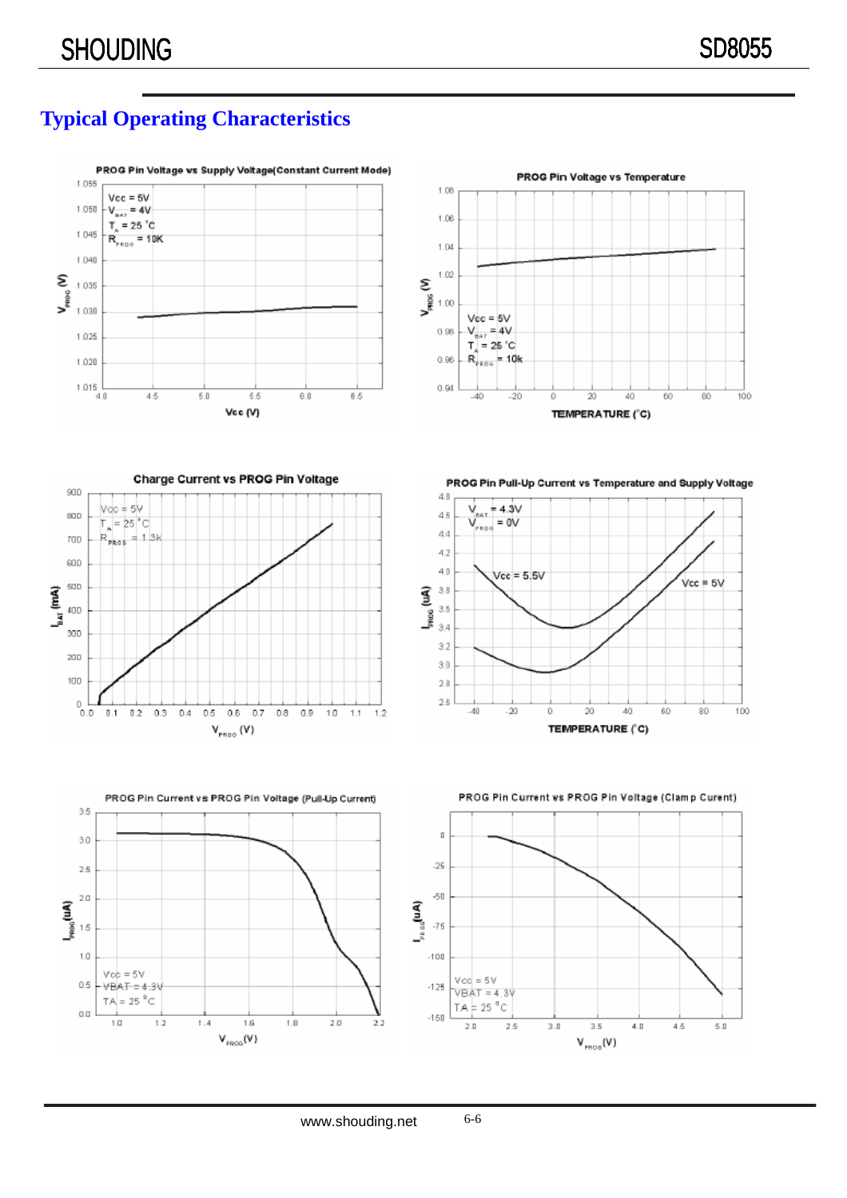# Typical Operating Characteristics

PROG Pin Voltage vs Supply Voltage(Constant Current Mode)

$V_{PROG}$ (V)

1.055
1.050
1.045
1.040
1.035
1.030
1.025
1.020
1.015

Vcc = 5V
$V_{BAT}$ = 4V
$T_A$ = 25 °C
$R_{PROG}$ = 10K

4.0 4.5 5.0 5.5 6.0 6.5

Vcc (V)

PROG Pin Voltage vs Temperature

$V_{PROG}$ (V)

1.08
1.06
1.04
1.02
1.00
0.98
0.96
0.94

Vcc = 5V
$V_{BAT}$ = 4V
$T_A$ = 25 °C
$R_{PROG}$ = 10k

-40 -20 0 20 40 60 80 100

TEMPERATURE (°C)

Charge Current vs PROG Pin Voltage

$I_{BAT}$ (mA)

900
800
700
600
500
400
300
200
100
0

Vcc = 5V
$T_A$ = 25 °C
$R_{PROG}$ = 1.3k

0.0 0.1 0.2 0.3 0.4 0.5 0.6 0.7 0.8 0.9 1.0 1.1 1.2

$V_{PROG}$ (V)

PROG Pin Pull-Up Current vs Temperature and Supply Voltage

$I_{PROG}$ (uA)

4.8
4.6
4.4
4.2
4.0
3.8
3.6
3.4
3.2
3.0
2.8
2.6

$V_{BAT}$ = 4.3V
$V_{PROG}$ = 0V

Vcc = 5.5V

Vcc = 5V

-40 -20 0 20 40 60 80 100

TEMPERATURE (°C)

PROG Pin Current vs PROG Pin Voltage (Pull-Up Current)

$I_{PROG}$ (uA)

3.5
3.0
2.5
2.0
1.5
1.0
0.5
0.0

Vcc = 5V
VBAT = 4.3V
TA = 25 °C

1.0 1.2 1.4 1.6 1.8 2.0 2.2

$V_{PROG}$ (V)

PROG Pin Current vs PROG Pin Voltage (Clamp Curent)

$I_{PROG}$ (uA)

0
-25
-50
-75
-100
-125
-150

Vcc = 5V
VBAT = 4.3V
TA = 25 °C

2.0 2.5 3.0 3.5 4.0 4.5 5.0

$V_{PROG}$ (V)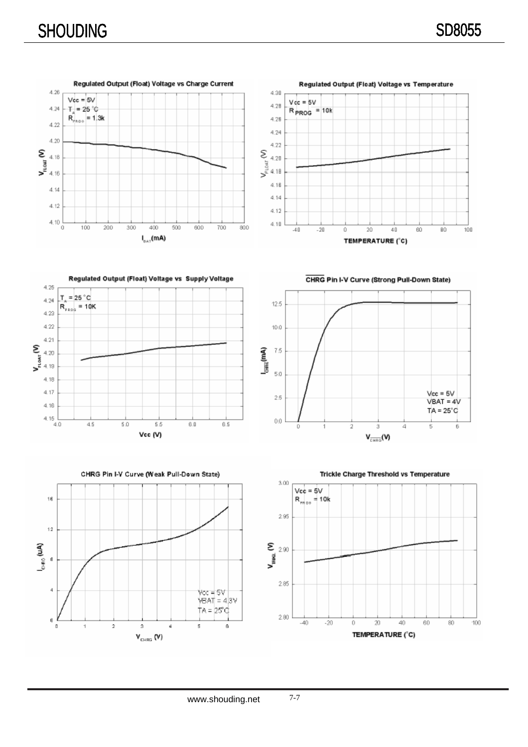**Regulated Output (Float) Voltage vs Charge Current**

Vcc = 5V
$T_A$ = 25 °C
$R_{PROG}$ = 1.3k

$V_{FLOAT}$ (V)

4.26
4.24
4.22
4.20
4.18
4.16
4.14
4.12
4.10

0 100 200 300 400 500 600 700 800

$I_{BAT}$(mA)

**Regulated Output (Float) Voltage vs Temperature**

Vcc = 5V
$R_{PROG}$ = 10k

$V_{FLOAT}$ (V)

4.30
4.28
4.26
4.24
4.22
4.20
4.18
4.16
4.14
4.12
4.10

-40 -20 0 20 40 60 80 100

TEMPERATURE (°C)

**Regulated Output (Float) Voltage vs Supply Voltage**

$T_A$ = 25 °C
$R_{PROG}$ = 10K

$V_{FLOAT}$ (V)

4.25
4.24
4.23
4.22
4.21
4.20
4.19
4.18
4.17
4.16
4.15

4.0 4.5 5.0 5.5 6.0 6.5

Vcc (V)

**$\overline{CHRG}$ Pin I-V Curve (Strong Pull-Down State)**

Vcc = 5V
VBAT = 4V
TA = 25°C

$I_{\overline{CHRG}}$(mA)

12.5
10.0
7.5
5.0
2.5
0.0

0 1 2 3 4 5 6

$V_{\overline{CHRG}}$(V)

**CHRG Pin I-V Curve (Weak Pull-Down State)**

Vcc = 5V
VBAT = 4.3V
TA = 25°C

$I_{CHRG}$ (uA)

16
12
8
4
0

0 1 2 3 4 5 6

$V_{CHRG}$ (V)

**Trickle Charge Threshold vs Temperature**

Vcc = 5V
$R_{PROG}$ = 10k

$V_{TRIKL}$ (V)

3.00
2.95
2.90
2.85
2.80

-40 -20 0 20 40 60 80 100

TEMPERATURE (°C)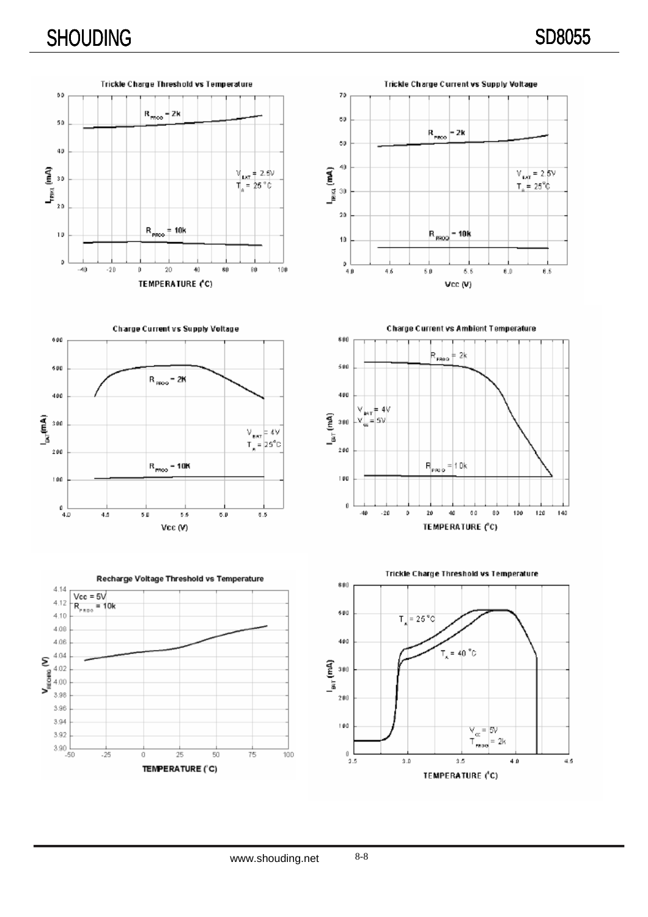**Trickle Charge Threshold vs Temperature**

$R_{PROG}$ = 2k

$R_{PROG}$ = 10k

$V_{BAT}$ = 2.5V

$T_A$ = 25 °C

$I_{TRKL}$ (mA)

60
50
40
30
20
10
0

-40 -20 0 20 40 60 80 100

TEMPERATURE (°C)

**Trickle Charge Current vs Supply Voltage**

$R_{PROG}$ = 2k

$R_{PROG}$ = 10k

$V_{BAT}$ = 2.5V

$T_A$ = 25°C

$I_{TRKL}$ (mA)

70
60
50
40
30
20
10
0

4.0 4.5 5.0 5.5 6.0 6.5

Vcc (V)

**Charge Current vs Supply Voltage**

$R_{PROG}$ = 2K

$R_{PROG}$ = 10K

$V_{BAT}$ = 4V

$T_A$ = 25°C

$I_{BAT}$(mA)

600
500
400
300
200
100
0

4.0 4.5 5.0 5.5 6.0 6.5

Vcc (V)

**Charge Current vs Ambient Temperature**

$R_{PROG}$ = 2k

$R_{PROG}$ = 10k

$V_{BAT}$ = 4V

$V_{CC}$ = 5V

$I_{BAT}$ (mA)

600
500
400
300
200
100
0

-40 -20 0 20 40 60 80 100 120 140

TEMPERATURE (°C)

**Recharge Voltage Threshold vs Temperature**

Vcc = 5V

$R_{PROG}$ = 10k

$V_{RECHRG}$ (V)

4.14
4.12
4.10
4.08
4.06
4.04
4.02
4.00
3.98
3.96
3.94
3.92
3.90

-50 -25 0 25 50 75 100

TEMPERATURE (°C)

**Trickle Charge Threshold vs Temperature**

$T_A$ = 25 °C

$T_A$ = 40 °C

$V_{CC}$ = 5V

$T_{PROG}$ = 2k

$I_{BAT}$ (mA)

600
500
400
300
200
100
0

2.5 3.0 3.5 4.0 4.5

TEMPERATURE (°C)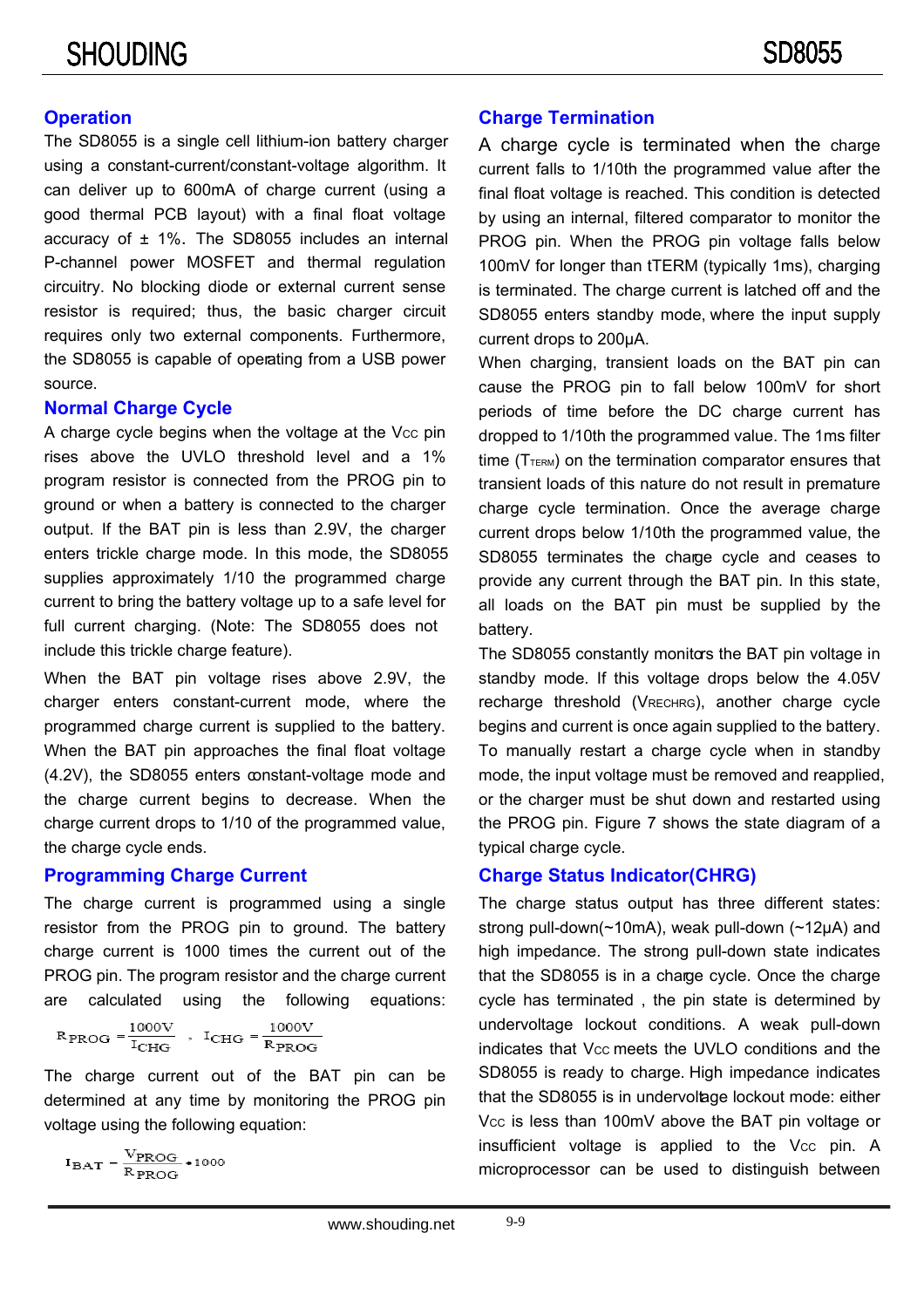## Operation

The SD8055 is a single cell lithium-ion battery charger using a constant-current/constant-voltage algorithm. It can deliver up to 600mA of charge current (using a good thermal PCB layout) with a final float voltage accuracy of ± 1%. The SD8055 includes an internal P-channel power MOSFET and thermal regulation circuitry. No blocking diode or external current sense resistor is required; thus, the basic charger circuit requires only two external components. Furthermore, the SD8055 is capable of operating from a USB power source.

## Normal Charge Cycle

A charge cycle begins when the voltage at the $V_{CC}$ pin rises above the UVLO threshold level and a 1% program resistor is connected from the PROG pin to ground or when a battery is connected to the charger output. If the BAT pin is less than 2.9V, the charger enters trickle charge mode. In this mode, the SD8055 supplies approximately 1/10 the programmed charge current to bring the battery voltage up to a safe level for full current charging. (Note: The SD8055 does not include this trickle charge feature).

When the BAT pin voltage rises above 2.9V, the charger enters constant-current mode, where the programmed charge current is supplied to the battery. When the BAT pin approaches the final float voltage (4.2V), the SD8055 enters constant-voltage mode and the charge current begins to decrease. When the charge current drops to 1/10 of the programmed value, the charge cycle ends.

## Programming Charge Current

The charge current is programmed using a single resistor from the PROG pin to ground. The battery charge current is 1000 times the current out of the PROG pin. The program resistor and the charge current are calculated using the following equations:

$$R_{PROG} = \frac{1000V}{I_{CHG}}, \quad I_{CHG} = \frac{1000V}{R_{PROG}}$$

The charge current out of the BAT pin can be determined at any time by monitoring the PROG pin voltage using the following equation:

$$I_{BAT} = \frac{V_{PROG}}{R_{PROG}} \bullet 1000$$

## Charge Termination

A charge cycle is terminated when the charge current falls to 1/10th the programmed value after the final float voltage is reached. This condition is detected by using an internal, filtered comparator to monitor the PROG pin. When the PROG pin voltage falls below 100mV for longer than tTERM (typically 1ms), charging is terminated. The charge current is latched off and the SD8055 enters standby mode, where the input supply current drops to 200µA.

When charging, transient loads on the BAT pin can cause the PROG pin to fall below 100mV for short periods of time before the DC charge current has dropped to 1/10th the programmed value. The 1ms filter time ($T_{TERM}$) on the termination comparator ensures that transient loads of this nature do not result in premature charge cycle termination. Once the average charge current drops below 1/10th the programmed value, the SD8055 terminates the charge cycle and ceases to provide any current through the BAT pin. In this state, all loads on the BAT pin must be supplied by the battery.

The SD8055 constantly monitors the BAT pin voltage in standby mode. If this voltage drops below the 4.05V recharge threshold ($V_{RECHRG}$), another charge cycle begins and current is once again supplied to the battery. To manually restart a charge cycle when in standby mode, the input voltage must be removed and reapplied, or the charger must be shut down and restarted using the PROG pin. Figure 7 shows the state diagram of a typical charge cycle.

## Charge Status Indicator(CHRG)

The charge status output has three different states: strong pull-down(~10mA), weak pull-down (~12µA) and high impedance. The strong pull-down state indicates that the SD8055 is in a charge cycle. Once the charge cycle has terminated , the pin state is determined by undervoltage lockout conditions. A weak pull-down indicates that $V_{CC}$ meets the UVLO conditions and the SD8055 is ready to charge. High impedance indicates that the SD8055 is in undervoltage lockout mode: either $V_{CC}$ is less than 100mV above the BAT pin voltage or insufficient voltage is applied to the $V_{CC}$ pin. A microprocessor can be used to distinguish between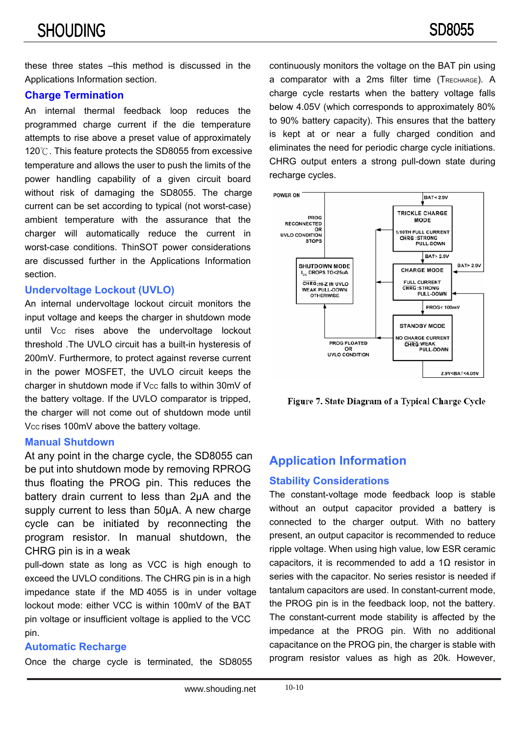these three states –this method is discussed in the Applications Information section.

## Charge Termination

An internal thermal feedback loop reduces the programmed charge current if the die temperature attempts to rise above a preset value of approximately 120℃. This feature protects the SD8055 from excessive temperature and allows the user to push the limits of the power handling capability of a given circuit board without risk of damaging the SD8055. The charge current can be set according to typical (not worst-case) ambient temperature with the assurance that the charger will automatically reduce the current in worst-case conditions. ThinSOT power considerations are discussed further in the Applications Information section.

## Undervoltage Lockout (UVLO)

An internal undervoltage lockout circuit monitors the input voltage and keeps the charger in shutdown mode until $V_{CC}$ rises above the undervoltage lockout threshold .The UVLO circuit has a built-in hysteresis of 200mV. Furthermore, to protect against reverse current in the power MOSFET, the UVLO circuit keeps the charger in shutdown mode if $V_{CC}$ falls to within 30mV of the battery voltage. If the UVLO comparator is tripped, the charger will not come out of shutdown mode until $V_{CC}$ rises 100mV above the battery voltage.

## Manual Shutdown

At any point in the charge cycle, the SD8055 can be put into shutdown mode by removing RPROG thus floating the PROG pin. This reduces the battery drain current to less than 2μA and the supply current to less than 50μA. A new charge cycle can be initiated by reconnecting the program resistor. In manual shutdown, the CHRG pin is in a weak pull-down state as long as VCC is high enough to exceed the UVLO conditions. The CHRG pin is in a high impedance state if the MD 4055 is in under voltage lockout mode: either VCC is within 100mV of the BAT pin voltage or insufficient voltage is applied to the VCC pin.

## Automatic Recharge

Once the charge cycle is terminated, the SD8055 continuously monitors the voltage on the BAT pin using a comparator with a 2ms filter time ($T_{RECHARGE}$). A charge cycle restarts when the battery voltage falls below 4.05V (which corresponds to approximately 80% to 90% battery capacity). This ensures that the battery is kept at or near a fully charged condition and eliminates the need for periodic charge cycle initiations. CHRG output enters a strong pull-down state during recharge cycles.

POWER ON
BAT< 2.9V
TRICKLE CHARGE MODE
1/10TH FULL CURRENT
CHRG :STRONG PULL-DOWN
PROG RECONNECTED OR UVLO CONDITION STOPS
BAT> 2.9V
SHUTDOWN MODE
$I_{CC}$ DROPS TO<25uA
CHRG:HI-Z IN UVLO WEAK PULL-DOWN OTHERWISE
CHARGE MODE
FULL CURRENT
CHRG :STRONG PULL-DOWN
BAT> 2.9V
PROG< 100mV
STANDBY MODE
NO CHARGE CURRENT
CHRG:WEAK PULL-DOWN
PROG FLOATED OR UVLO CONDITION
2.9V<BAT<4.05V

**Figure 7. State Diagram of a Typical Charge Cycle**

# Application Information

## Stability Considerations

The constant-voltage mode feedback loop is stable without an output capacitor provided a battery is connected to the charger output. With no battery present, an output capacitor is recommended to reduce ripple voltage. When using high value, low ESR ceramic capacitors, it is recommended to add a 1Ω resistor in series with the capacitor. No series resistor is needed if tantalum capacitors are used. In constant-current mode, the PROG pin is in the feedback loop, not the battery. The constant-current mode stability is affected by the impedance at the PROG pin. With no additional capacitance on the PROG pin, the charger is stable with program resistor values as high as 20k. However,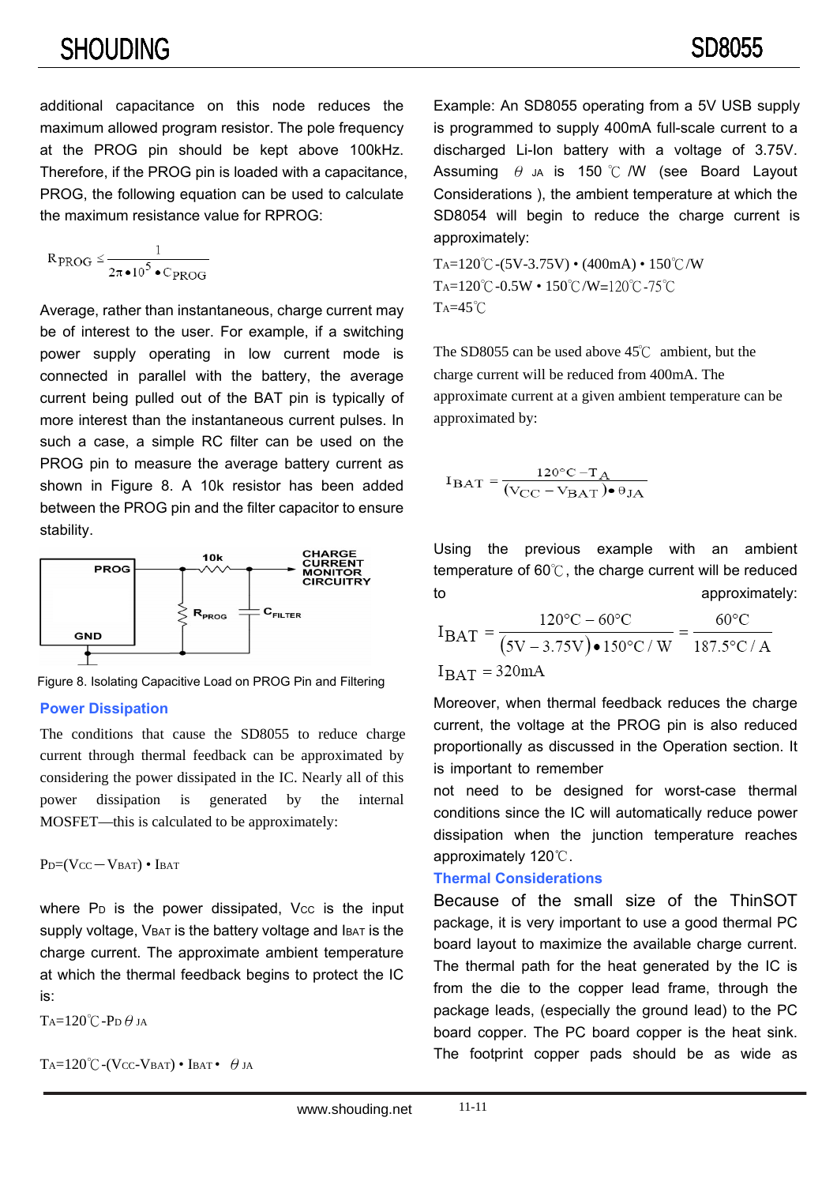additional capacitance on this node reduces the maximum allowed program resistor. The pole frequency at the PROG pin should be kept above 100kHz. Therefore, if the PROG pin is loaded with a capacitance, PROG, the following equation can be used to calculate the maximum resistance value for RPROG:

$$R_{PROG} \leq \frac{1}{2\pi \bullet 10^5 \bullet C_{PROG}}$$

Average, rather than instantaneous, charge current may be of interest to the user. For example, if a switching power supply operating in low current mode is connected in parallel with the battery, the average current being pulled out of the BAT pin is typically of more interest than the instantaneous current pulses. In such a case, a simple RC filter can be used on the PROG pin to measure the average battery current as shown in Figure 8. A 10k resistor has been added between the PROG pin and the filter capacitor to ensure stability.

PROG
GND
10k
CHARGE CURRENT MONITOR CIRCUITRY
$R_{PROG}$
$C_{FILTER}$

Figure 8. Isolating Capacitive Load on PROG Pin and Filtering

## Power Dissipation

The conditions that cause the SD8055 to reduce charge current through thermal feedback can be approximated by considering the power dissipated in the IC. Nearly all of this power dissipation is generated by the internal MOSFET—this is calculated to be approximately:

$$P_D=(V_{CC}-V_{BAT}) \bullet I_{BAT}$$

where $P_D$ is the power dissipated, $V_{CC}$ is the input supply voltage, $V_{BAT}$ is the battery voltage and $I_{BAT}$ is the charge current. The approximate ambient temperature at which the thermal feedback begins to protect the IC is:

$$T_A=120℃-P_D\theta_{JA}$$

$$T_A=120℃-(V_{CC}-V_{BAT}) \bullet I_{BAT} \bullet \theta_{JA}$$

Example: An SD8055 operating from a 5V USB supply is programmed to supply 400mA full-scale current to a discharged Li-Ion battery with a voltage of 3.75V. Assuming $\theta_{JA}$ is 150℃/W (see Board Layout Considerations ), the ambient temperature at which the SD8054 will begin to reduce the charge current is approximately:

$$T_A=120℃-(5V-3.75V) \bullet (400mA) \bullet 150℃/W$$

$$T_A=120℃-0.5W \bullet 150℃/W=120℃-75℃$$

$$T_A=45℃$$

The SD8055 can be used above 45℃ ambient, but the charge current will be reduced from 400mA. The approximate current at a given ambient temperature can be approximated by:

$$I_{BAT} = \frac{120°C - T_A}{(V_{CC} - V_{BAT}) \bullet \theta_{JA}}$$

Using the previous example with an ambient temperature of 60℃, the charge current will be reduced to approximately:

$$I_{BAT} = \frac{120°C - 60°C}{(5V - 3.75V) \bullet 150°C/W} = \frac{60°C}{187.5°C/A}$$

$$I_{BAT} = 320mA$$

Moreover, when thermal feedback reduces the charge current, the voltage at the PROG pin is also reduced proportionally as discussed in the Operation section. It is important to remember

not need to be designed for worst-case thermal conditions since the IC will automatically reduce power dissipation when the junction temperature reaches approximately 120℃.

## Thermal Considerations

Because of the small size of the ThinSOT package, it is very important to use a good thermal PC board layout to maximize the available charge current. The thermal path for the heat generated by the IC is from the die to the copper lead frame, through the package leads, (especially the ground lead) to the PC board copper. The PC board copper is the heat sink. The footprint copper pads should be as wide as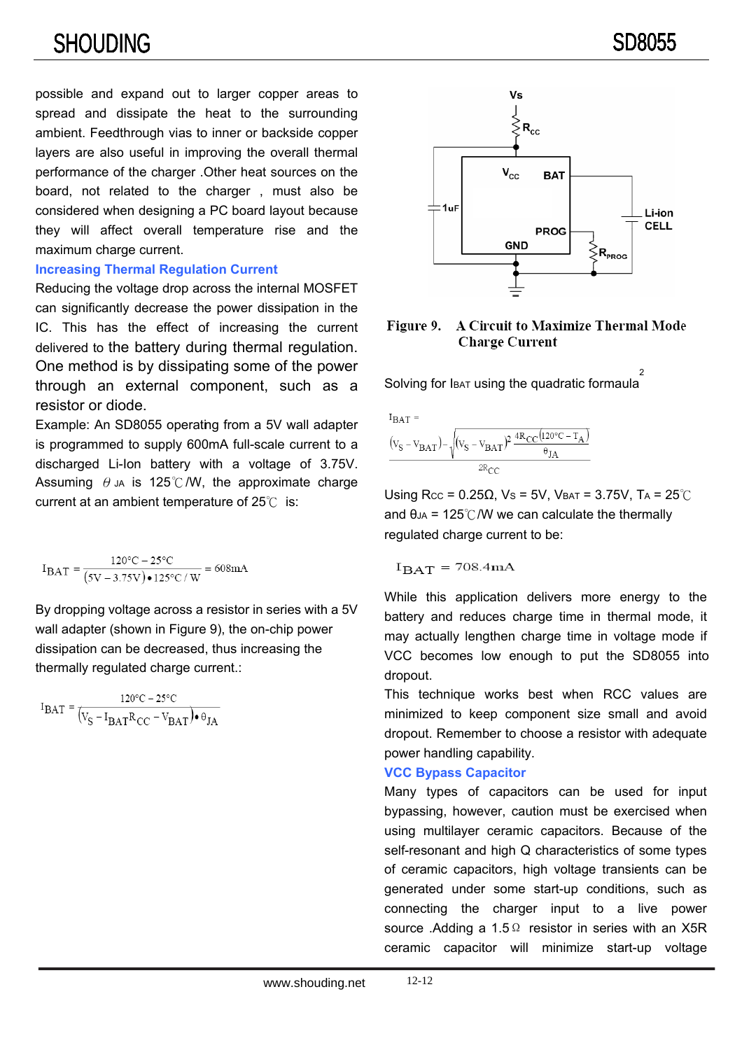possible and expand out to larger copper areas to spread and dissipate the heat to the surrounding ambient. Feedthrough vias to inner or backside copper layers are also useful in improving the overall thermal performance of the charger .Other heat sources on the board, not related to the charger , must also be considered when designing a PC board layout because they will affect overall temperature rise and the maximum charge current.

### Increasing Thermal Regulation Current

Reducing the voltage drop across the internal MOSFET can significantly decrease the power dissipation in the IC. This has the effect of increasing the current delivered to the battery during thermal regulation. One method is by dissipating some of the power through an external component, such as a resistor or diode.

Example: An SD8055 operating from a 5V wall adapter is programmed to supply 600mA full-scale current to a discharged Li-Ion battery with a voltage of 3.75V. Assuming $\theta_{JA}$ is 125℃/W, the approximate charge current at an ambient temperature of 25℃ is:

$$I_{BAT} = \frac{120°C - 25°C}{(5V - 3.75V) \bullet 125°C/W} = 608mA$$

By dropping voltage across a resistor in series with a 5V wall adapter (shown in Figure 9), the on-chip power dissipation can be decreased, thus increasing the thermally regulated charge current.:

$$I_{BAT} = \frac{120°C - 25°C}{(V_S - I_{BAT}R_{CC} - V_{BAT}) \bullet \theta_{JA}}$$

Vs
$R_{CC}$
$V_{CC}$
BAT
1uF
Li-ion CELL
PROG
GND
$R_{PROG}$

**Figure 9. A Circuit to Maximize Thermal Mode Charge Current**

Solving for $I_{BAT}$ using the quadratic formaula[2]

$$I_{BAT} = \frac{(V_S - V_{BAT}) - \sqrt{(V_S - V_{BAT})^2 - \frac{4R_{CC}(120°C - T_A)}{\theta_{JA}}}}{2R_{CC}}$$

Using $R_{CC}$ = 0.25Ω, $V_S$ = 5V, $V_{BAT}$ = 3.75V, $T_A$ = 25℃ and $\theta_{JA}$ = 125℃/W we can calculate the thermally regulated charge current to be:

$$I_{BAT} = 708.4mA$$

While this application delivers more energy to the battery and reduces charge time in thermal mode, it may actually lengthen charge time in voltage mode if VCC becomes low enough to put the SD8055 into dropout.

This technique works best when RCC values are minimized to keep component size small and avoid dropout. Remember to choose a resistor with adequate power handling capability.

### VCC Bypass Capacitor

Many types of capacitors can be used for input bypassing, however, caution must be exercised when using multilayer ceramic capacitors. Because of the self-resonant and high Q characteristics of some types of ceramic capacitors, high voltage transients can be generated under some start-up conditions, such as connecting the charger input to a live power source .Adding a 1.5Ω resistor in series with an X5R ceramic capacitor will minimize start-up voltage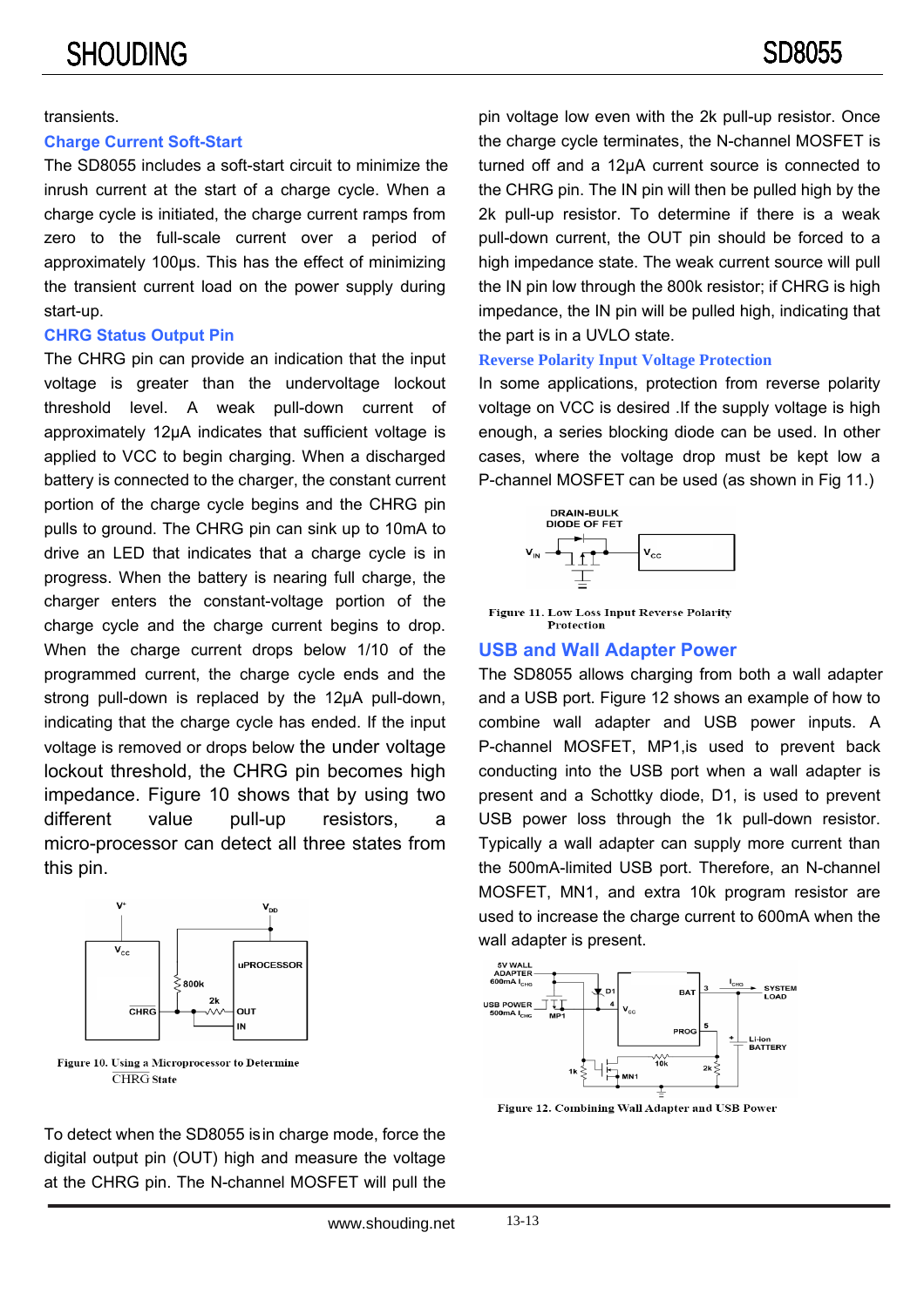transients.

### Charge Current Soft-Start

The SD8055 includes a soft-start circuit to minimize the inrush current at the start of a charge cycle. When a charge cycle is initiated, the charge current ramps from zero to the full-scale current over a period of approximately 100μs. This has the effect of minimizing the transient current load on the power supply during start-up.

### CHRG Status Output Pin

The CHRG pin can provide an indication that the input voltage is greater than the undervoltage lockout threshold level. A weak pull-down current of approximately 12μA indicates that sufficient voltage is applied to VCC to begin charging. When a discharged battery is connected to the charger, the constant current portion of the charge cycle begins and the CHRG pin pulls to ground. The CHRG pin can sink up to 10mA to drive an LED that indicates that a charge cycle is in progress. When the battery is nearing full charge, the charger enters the constant-voltage portion of the charge cycle and the charge current begins to drop. When the charge current drops below 1/10 of the programmed current, the charge cycle ends and the strong pull-down is replaced by the 12μA pull-down, indicating that the charge cycle has ended. If the input voltage is removed or drops below the under voltage lockout threshold, the CHRG pin becomes high impedance. Figure 10 shows that by using two different value pull-up resistors, a micro-processor can detect all three states from this pin.

V+
VDD
VCC
800k
uPROCESSOR
2k
CHRG
OUT
IN

Figure 10. Using a Microprocessor to Determine CHRG State

To detect when the SD8055 is in charge mode, force the digital output pin (OUT) high and measure the voltage at the CHRG pin. The N-channel MOSFET will pull the pin voltage low even with the 2k pull-up resistor. Once the charge cycle terminates, the N-channel MOSFET is turned off and a 12μA current source is connected to the CHRG pin. The IN pin will then be pulled high by the 2k pull-up resistor. To determine if there is a weak pull-down current, the OUT pin should be forced to a high impedance state. The weak current source will pull the IN pin low through the 800k resistor; if CHRG is high impedance, the IN pin will be pulled high, indicating that the part is in a UVLO state.

### Reverse Polarity Input Voltage Protection

In some applications, protection from reverse polarity voltage on VCC is desired .If the supply voltage is high enough, a series blocking diode can be used. In other cases, where the voltage drop must be kept low a P-channel MOSFET can be used (as shown in Fig 11.)

DRAIN-BULK
DIODE OF FET
VIN
VCC

Figure 11. Low Loss Input Reverse Polarity Protection

### USB and Wall Adapter Power

The SD8055 allows charging from both a wall adapter and a USB port. Figure 12 shows an example of how to combine wall adapter and USB power inputs. A P-channel MOSFET, MP1,is used to prevent back conducting into the USB port when a wall adapter is present and a Schottky diode, D1, is used to prevent USB power loss through the 1k pull-down resistor. Typically a wall adapter can supply more current than the 500mA-limited USB port. Therefore, an N-channel MOSFET, MN1, and extra 10k program resistor are used to increase the charge current to 600mA when the wall adapter is present.

5V WALL
ADAPTER
600mA ICHG
USB POWER
500mA ICHG
MP1
D1
BAT
3
4
VCC
ICHG
SYSTEM
LOAD
5
PROG
+
Li-Ion
BATTERY
1k
MN1
10k
2k

Figure 12. Combining Wall Adapter and USB Power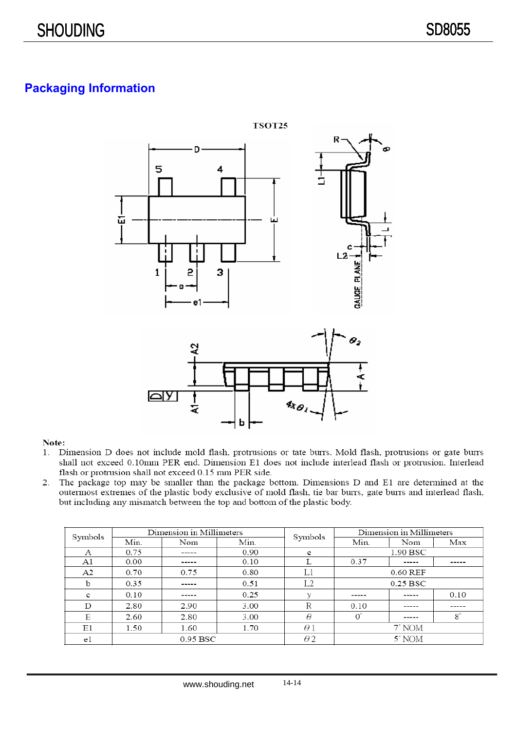## Packaging Information

TSOT25

**Note:**

1. Dimension D does not include mold flash, protrusions or tate burrs. Mold flash, protrusions or gate burrs shall not exceed 0.10mm PER end. Dimension E1 does not include interlead flash or protrusion. Interlead flash or protrusion shall not exceed 0.15 mm PER side.
2. The package top may be smaller than the package bottom. Dimensions D and E1 are determined at the outermost extremes of the plastic body exclusive of mold flash, tie bar burrs, gate burrs and interlead flash, but including any mismatch between the top and bottom of the plastic body.

| Symbols | Dimension in Millimeters | | | Symbols | Dimension in Millimeters | | |
|---|---|---|---|---|---|---|---|
| | Min. | Nom | Min. | | Min. | Nom | Max |
| A | 0.75 | ----- | 0.90 | e | 1.90 BSC | | |
| A1 | 0.00 | ----- | 0.10 | L | 0.37 | ----- | ----- |
| A2 | 0.70 | 0.75 | 0.80 | L1 | 0.60 REF | | |
| b | 0.35 | ----- | 0.51 | L2 | 0.25 BSC | | |
| c | 0.10 | ----- | 0.25 | y | ----- | ----- | 0.10 |
| D | 2.80 | 2.90 | 3.00 | R | 0.10 | ----- | ----- |
| E | 2.60 | 2.80 | 3.00 | $\theta$ | 0° | ----- | 8° |
| E1 | 1.50 | 1.60 | 1.70 | $\theta 1$ | 7° NOM | | |
| e1 | 0.95 BSC | | | $\theta 2$ | 5° NOM | | |

www.shouding.net